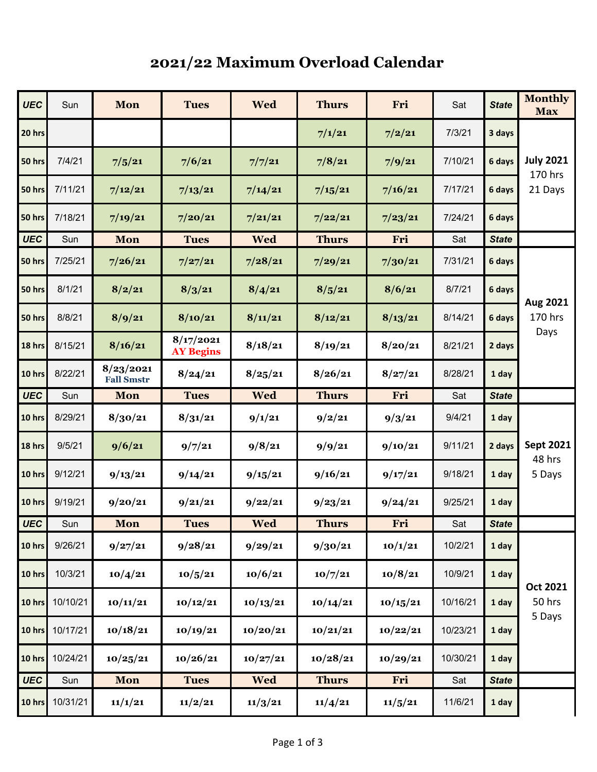# 2021/22 Maximum Overload Calendar

| UEC | Sun | Mon | Tues | Wed | Thurs | Fri | Sat | State | Monthly Max |
|---|---|---|---|---|---|---|---|---|---|
| 20 hrs | | | | | 7/1/21 | 7/2/21 | 7/3/21 | 3 days | July 2021 170 hrs 21 Days |
| 50 hrs | 7/4/21 | 7/5/21 | 7/6/21 | 7/7/21 | 7/8/21 | 7/9/21 | 7/10/21 | 6 days | |
| 50 hrs | 7/11/21 | 7/12/21 | 7/13/21 | 7/14/21 | 7/15/21 | 7/16/21 | 7/17/21 | 6 days | |
| 50 hrs | 7/18/21 | 7/19/21 | 7/20/21 | 7/21/21 | 7/22/21 | 7/23/21 | 7/24/21 | 6 days | |
| **UEC** | Sun | **Mon** | **Tues** | **Wed** | **Thurs** | **Fri** | Sat | **State** | |
| 50 hrs | 7/25/21 | 7/26/21 | 7/27/21 | 7/28/21 | 7/29/21 | 7/30/21 | 7/31/21 | 6 days | Aug 2021 170 hrs Days |
| 50 hrs | 8/1/21 | 8/2/21 | 8/3/21 | 8/4/21 | 8/5/21 | 8/6/21 | 8/7/21 | 6 days | |
| 50 hrs | 8/8/21 | 8/9/21 | 8/10/21 | 8/11/21 | 8/12/21 | 8/13/21 | 8/14/21 | 6 days | |
| 18 hrs | 8/15/21 | 8/16/21 | 8/17/2021 AY Begins | 8/18/21 | 8/19/21 | 8/20/21 | 8/21/21 | 2 days | |
| 10 hrs | 8/22/21 | 8/23/2021 Fall Smstr | 8/24/21 | 8/25/21 | 8/26/21 | 8/27/21 | 8/28/21 | 1 day | |
| **UEC** | Sun | **Mon** | **Tues** | **Wed** | **Thurs** | **Fri** | Sat | **State** | |
| 10 hrs | 8/29/21 | 8/30/21 | 8/31/21 | 9/1/21 | 9/2/21 | 9/3/21 | 9/4/21 | 1 day | Sept 2021 48 hrs 5 Days |
| 18 hrs | 9/5/21 | 9/6/21 | 9/7/21 | 9/8/21 | 9/9/21 | 9/10/21 | 9/11/21 | 2 days | |
| 10 hrs | 9/12/21 | 9/13/21 | 9/14/21 | 9/15/21 | 9/16/21 | 9/17/21 | 9/18/21 | 1 day | |
| 10 hrs | 9/19/21 | 9/20/21 | 9/21/21 | 9/22/21 | 9/23/21 | 9/24/21 | 9/25/21 | 1 day | |
| **UEC** | Sun | **Mon** | **Tues** | **Wed** | **Thurs** | **Fri** | Sat | **State** | |
| 10 hrs | 9/26/21 | 9/27/21 | 9/28/21 | 9/29/21 | 9/30/21 | 10/1/21 | 10/2/21 | 1 day | Oct 2021 50 hrs 5 Days |
| 10 hrs | 10/3/21 | 10/4/21 | 10/5/21 | 10/6/21 | 10/7/21 | 10/8/21 | 10/9/21 | 1 day | |
| 10 hrs | 10/10/21 | 10/11/21 | 10/12/21 | 10/13/21 | 10/14/21 | 10/15/21 | 10/16/21 | 1 day | |
| 10 hrs | 10/17/21 | 10/18/21 | 10/19/21 | 10/20/21 | 10/21/21 | 10/22/21 | 10/23/21 | 1 day | |
| 10 hrs | 10/24/21 | 10/25/21 | 10/26/21 | 10/27/21 | 10/28/21 | 10/29/21 | 10/30/21 | 1 day | |
| **UEC** | Sun | **Mon** | **Tues** | **Wed** | **Thurs** | **Fri** | Sat | **State** | |
| 10 hrs | 10/31/21 | 11/1/21 | 11/2/21 | 11/3/21 | 11/4/21 | 11/5/21 | 11/6/21 | 1 day | |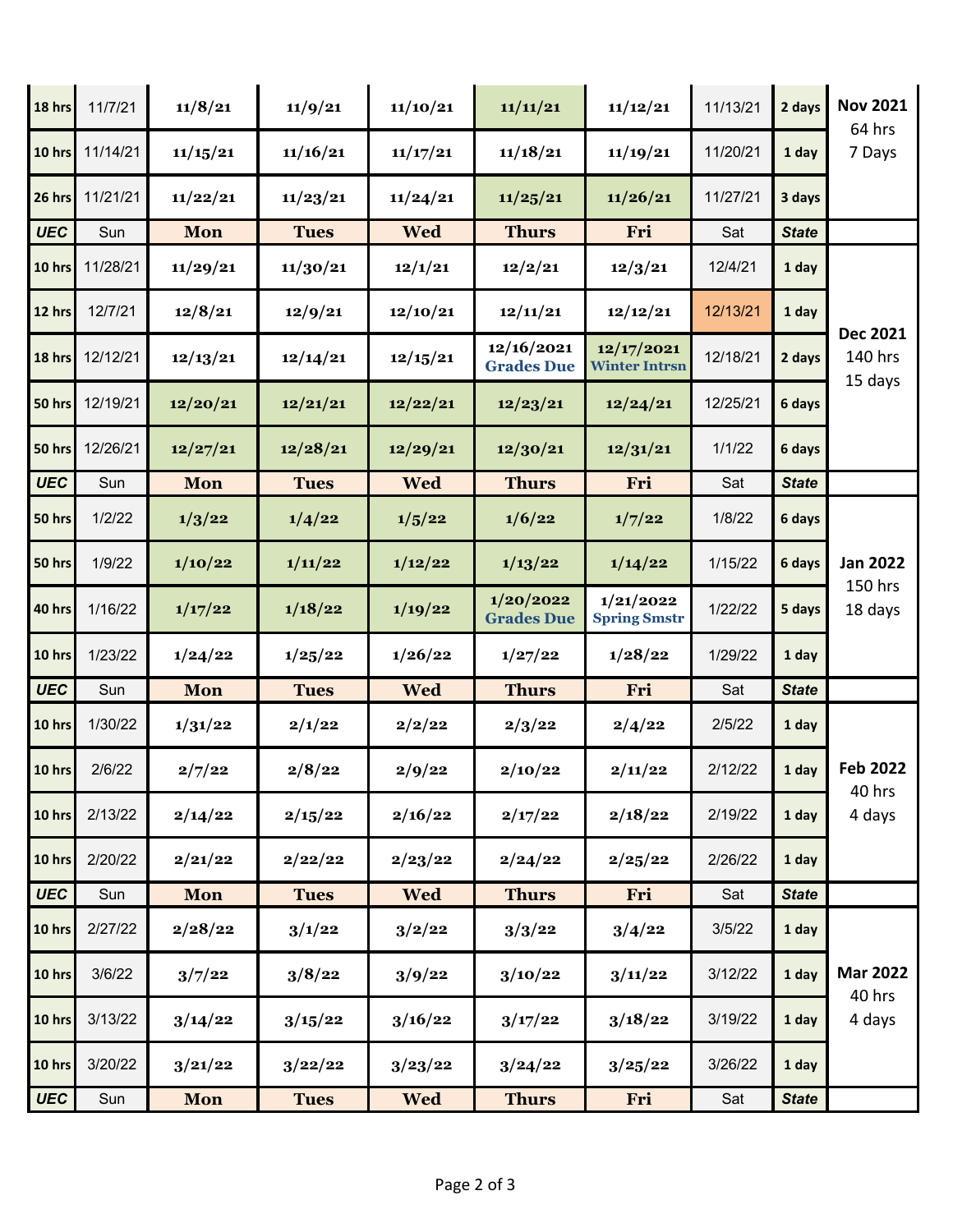| | | | | | | | | | |
|---|---|---|---|---|---|---|---|---|---|
| 18 hrs | 11/7/21 | 11/8/21 | 11/9/21 | 11/10/21 | 11/11/21 | 11/12/21 | 11/13/21 | 2 days | Nov 2021 64 hrs 7 Days |
| 10 hrs | 11/14/21 | 11/15/21 | 11/16/21 | 11/17/21 | 11/18/21 | 11/19/21 | 11/20/21 | 1 day | |
| 26 hrs | 11/21/21 | 11/22/21 | 11/23/21 | 11/24/21 | 11/25/21 | 11/26/21 | 11/27/21 | 3 days | |
| **UEC** | Sun | **Mon** | **Tues** | **Wed** | **Thurs** | **Fri** | Sat | **State** | |
| 10 hrs | 11/28/21 | 11/29/21 | 11/30/21 | 12/1/21 | 12/2/21 | 12/3/21 | 12/4/21 | 1 day | Dec 2021 140 hrs 15 days |
| 12 hrs | 12/7/21 | 12/8/21 | 12/9/21 | 12/10/21 | 12/11/21 | 12/12/21 | 12/13/21 | 1 day | |
| 18 hrs | 12/12/21 | 12/13/21 | 12/14/21 | 12/15/21 | 12/16/2021 Grades Due | 12/17/2021 Winter Intrsn | 12/18/21 | 2 days | |
| 50 hrs | 12/19/21 | 12/20/21 | 12/21/21 | 12/22/21 | 12/23/21 | 12/24/21 | 12/25/21 | 6 days | |
| 50 hrs | 12/26/21 | 12/27/21 | 12/28/21 | 12/29/21 | 12/30/21 | 12/31/21 | 1/1/22 | 6 days | |
| **UEC** | Sun | **Mon** | **Tues** | **Wed** | **Thurs** | **Fri** | Sat | **State** | |
| 50 hrs | 1/2/22 | 1/3/22 | 1/4/22 | 1/5/22 | 1/6/22 | 1/7/22 | 1/8/22 | 6 days | Jan 2022 150 hrs 18 days |
| 50 hrs | 1/9/22 | 1/10/22 | 1/11/22 | 1/12/22 | 1/13/22 | 1/14/22 | 1/15/22 | 6 days | |
| 40 hrs | 1/16/22 | 1/17/22 | 1/18/22 | 1/19/22 | 1/20/2022 Grades Due | 1/21/2022 Spring Smstr | 1/22/22 | 5 days | |
| 10 hrs | 1/23/22 | 1/24/22 | 1/25/22 | 1/26/22 | 1/27/22 | 1/28/22 | 1/29/22 | 1 day | |
| **UEC** | Sun | **Mon** | **Tues** | **Wed** | **Thurs** | **Fri** | Sat | **State** | |
| 10 hrs | 1/30/22 | 1/31/22 | 2/1/22 | 2/2/22 | 2/3/22 | 2/4/22 | 2/5/22 | 1 day | Feb 2022 40 hrs 4 days |
| 10 hrs | 2/6/22 | 2/7/22 | 2/8/22 | 2/9/22 | 2/10/22 | 2/11/22 | 2/12/22 | 1 day | |
| 10 hrs | 2/13/22 | 2/14/22 | 2/15/22 | 2/16/22 | 2/17/22 | 2/18/22 | 2/19/22 | 1 day | |
| 10 hrs | 2/20/22 | 2/21/22 | 2/22/22 | 2/23/22 | 2/24/22 | 2/25/22 | 2/26/22 | 1 day | |
| **UEC** | Sun | **Mon** | **Tues** | **Wed** | **Thurs** | **Fri** | Sat | **State** | |
| 10 hrs | 2/27/22 | 2/28/22 | 3/1/22 | 3/2/22 | 3/3/22 | 3/4/22 | 3/5/22 | 1 day | Mar 2022 40 hrs 4 days |
| 10 hrs | 3/6/22 | 3/7/22 | 3/8/22 | 3/9/22 | 3/10/22 | 3/11/22 | 3/12/22 | 1 day | |
| 10 hrs | 3/13/22 | 3/14/22 | 3/15/22 | 3/16/22 | 3/17/22 | 3/18/22 | 3/19/22 | 1 day | |
| 10 hrs | 3/20/22 | 3/21/22 | 3/22/22 | 3/23/22 | 3/24/22 | 3/25/22 | 3/26/22 | 1 day | |
| **UEC** | Sun | **Mon** | **Tues** | **Wed** | **Thurs** | **Fri** | Sat | **State** | |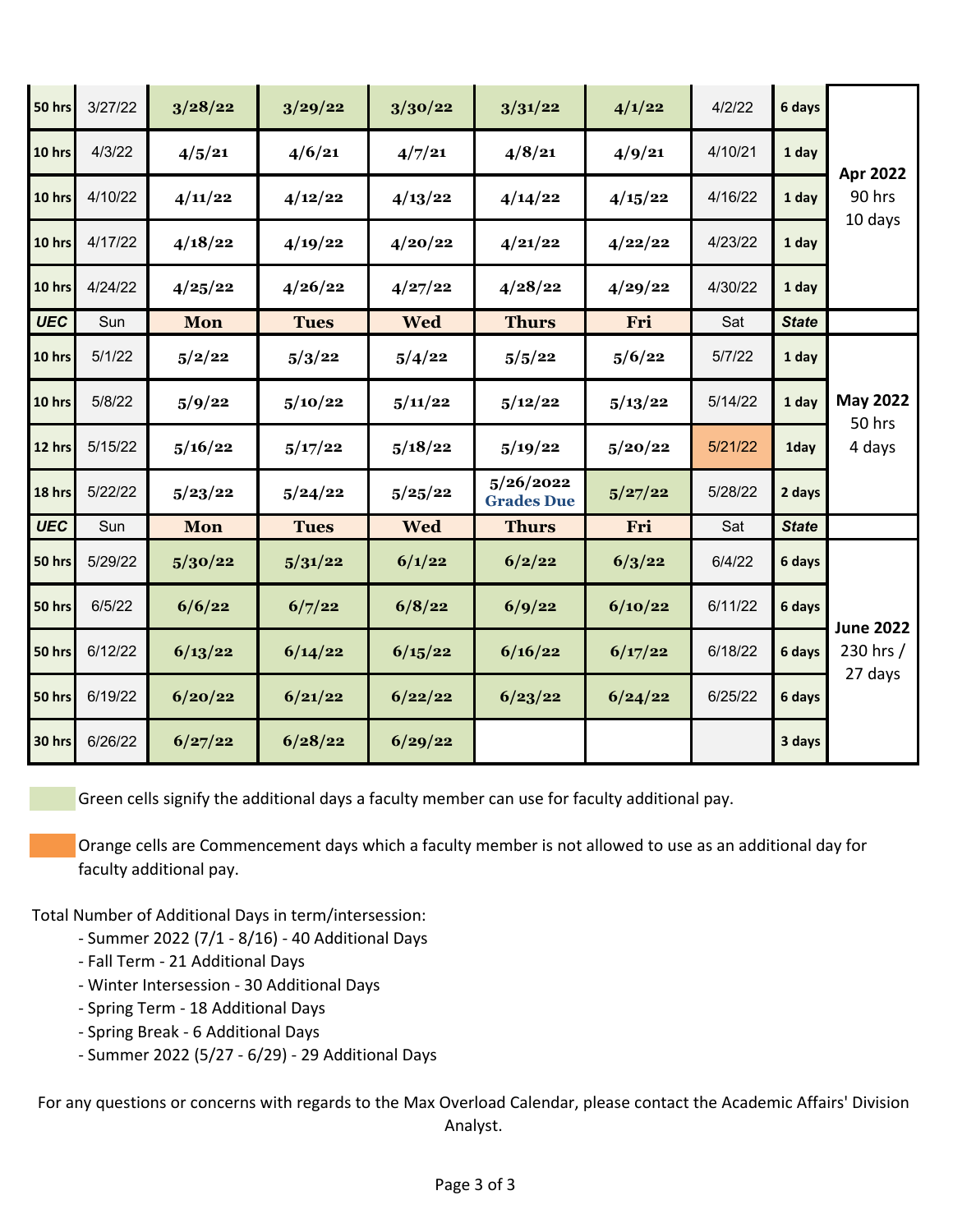| | | | | | | | | | |
|---|---|---|---|---|---|---|---|---|---|
| 50 hrs | 3/27/22 | 3/28/22 | 3/29/22 | 3/30/22 | 3/31/22 | 4/1/22 | 4/2/22 | 6 days | Apr 2022 90 hrs 10 days |
| 10 hrs | 4/3/22 | 4/5/21 | 4/6/21 | 4/7/21 | 4/8/21 | 4/9/21 | 4/10/21 | 1 day | |
| 10 hrs | 4/10/22 | 4/11/22 | 4/12/22 | 4/13/22 | 4/14/22 | 4/15/22 | 4/16/22 | 1 day | |
| 10 hrs | 4/17/22 | 4/18/22 | 4/19/22 | 4/20/22 | 4/21/22 | 4/22/22 | 4/23/22 | 1 day | |
| 10 hrs | 4/24/22 | 4/25/22 | 4/26/22 | 4/27/22 | 4/28/22 | 4/29/22 | 4/30/22 | 1 day | |
| **UEC** | Sun | **Mon** | **Tues** | **Wed** | **Thurs** | **Fri** | Sat | **State** | |
| 10 hrs | 5/1/22 | 5/2/22 | 5/3/22 | 5/4/22 | 5/5/22 | 5/6/22 | 5/7/22 | 1 day | May 2022 50 hrs 4 days |
| 10 hrs | 5/8/22 | 5/9/22 | 5/10/22 | 5/11/22 | 5/12/22 | 5/13/22 | 5/14/22 | 1 day | |
| 12 hrs | 5/15/22 | 5/16/22 | 5/17/22 | 5/18/22 | 5/19/22 | 5/20/22 | 5/21/22 | 1day | |
| 18 hrs | 5/22/22 | 5/23/22 | 5/24/22 | 5/25/22 | 5/26/2022 Grades Due | 5/27/22 | 5/28/22 | 2 days | |
| **UEC** | Sun | **Mon** | **Tues** | **Wed** | **Thurs** | **Fri** | Sat | **State** | |
| 50 hrs | 5/29/22 | 5/30/22 | 5/31/22 | 6/1/22 | 6/2/22 | 6/3/22 | 6/4/22 | 6 days | June 2022 230 hrs / 27 days |
| 50 hrs | 6/5/22 | 6/6/22 | 6/7/22 | 6/8/22 | 6/9/22 | 6/10/22 | 6/11/22 | 6 days | |
| 50 hrs | 6/12/22 | 6/13/22 | 6/14/22 | 6/15/22 | 6/16/22 | 6/17/22 | 6/18/22 | 6 days | |
| 50 hrs | 6/19/22 | 6/20/22 | 6/21/22 | 6/22/22 | 6/23/22 | 6/24/22 | 6/25/22 | 6 days | |
| 30 hrs | 6/26/22 | 6/27/22 | 6/28/22 | 6/29/22 | | | | 3 days | |

Green cells signify the additional days a faculty member can use for faculty additional pay.

Orange cells are Commencement days which a faculty member is not allowed to use as an additional day for faculty additional pay.

Total Number of Additional Days in term/intersession:

- Summer 2022 (7/1 - 8/16) - 40 Additional Days
- Fall Term - 21 Additional Days
- Winter Intersession - 30 Additional Days
- Spring Term - 18 Additional Days
- Spring Break - 6 Additional Days
- Summer 2022 (5/27 - 6/29) - 29 Additional Days

For any questions or concerns with regards to the Max Overload Calendar, please contact the Academic Affairs' Division Analyst.